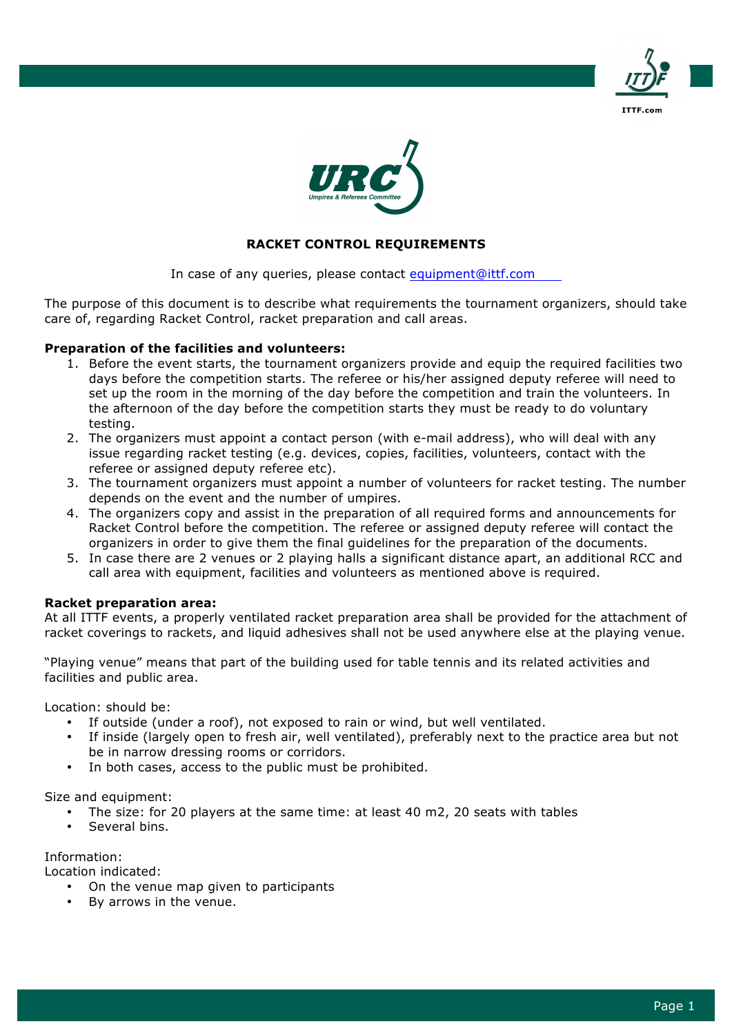# RACKET CONTROL REQUIREMENTS

In case of any queries, please contact equipment@ittf.com

The purpose of this document is to describe what requirements the tournament organizers, should take care of, regarding Racket Control, racket preparation and call areas.

**Preparation of the facilities and volunteers:**

1. Before the event starts, the tournament organizers provide and equip the required facilities two days before the competition starts. The referee or his/her assigned deputy referee will need to set up the room in the morning of the day before the competition and train the volunteers. In the afternoon of the day before the competition starts they must be ready to do voluntary testing.
2. The organizers must appoint a contact person (with e-mail address), who will deal with any issue regarding racket testing (e.g. devices, copies, facilities, volunteers, contact with the referee or assigned deputy referee etc).
3. The tournament organizers must appoint a number of volunteers for racket testing. The number depends on the event and the number of umpires.
4. The organizers copy and assist in the preparation of all required forms and announcements for Racket Control before the competition. The referee or assigned deputy referee will contact the organizers in order to give them the final guidelines for the preparation of the documents.
5. In case there are 2 venues or 2 playing halls a significant distance apart, an additional RCC and call area with equipment, facilities and volunteers as mentioned above is required.

**Racket preparation area:**

At all ITTF events, a properly ventilated racket preparation area shall be provided for the attachment of racket coverings to rackets, and liquid adhesives shall not be used anywhere else at the playing venue.

"Playing venue" means that part of the building used for table tennis and its related activities and facilities and public area.

Location: should be:

- If outside (under a roof), not exposed to rain or wind, but well ventilated.
- If inside (largely open to fresh air, well ventilated), preferably next to the practice area but not be in narrow dressing rooms or corridors.
- In both cases, access to the public must be prohibited.

Size and equipment:

- The size: for 20 players at the same time: at least 40 m2, 20 seats with tables
- Several bins.

Information:

Location indicated:

- On the venue map given to participants
- By arrows in the venue.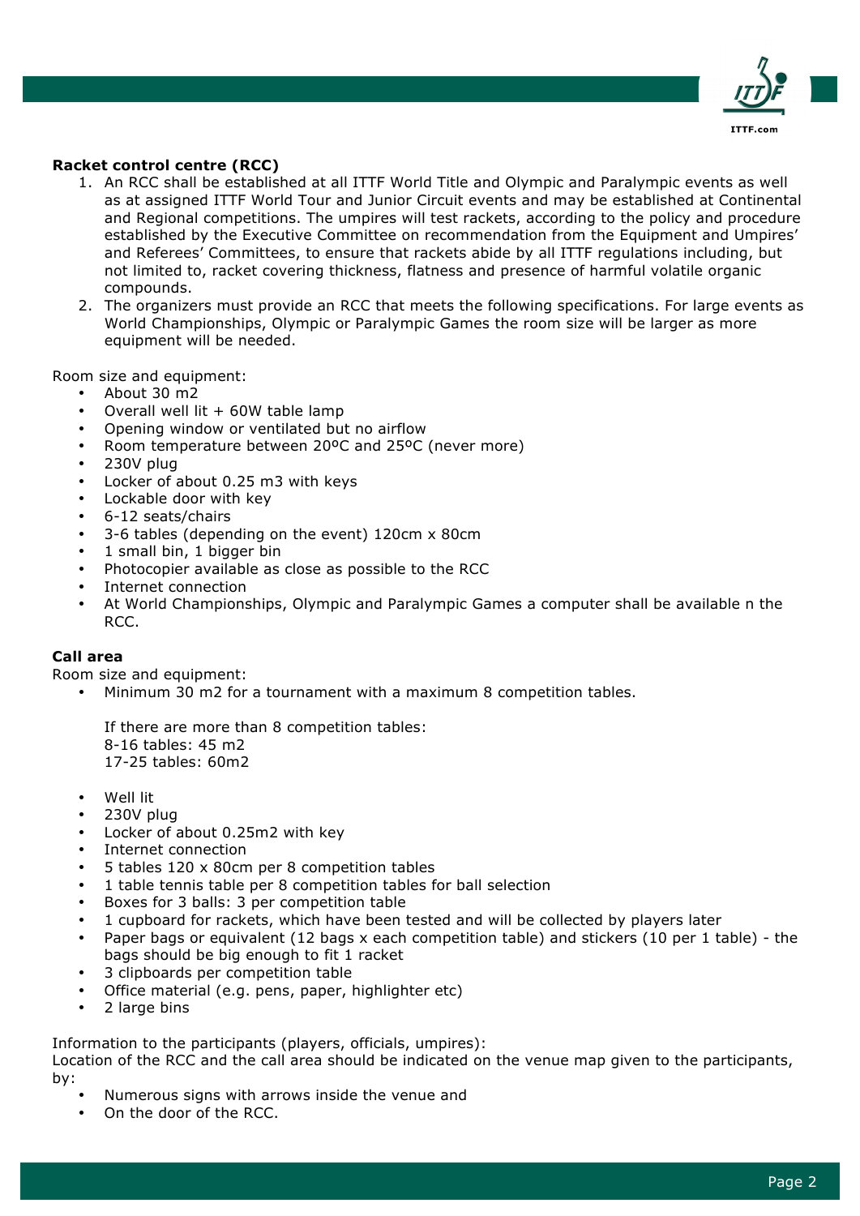**Racket control centre (RCC)**

1. An RCC shall be established at all ITTF World Title and Olympic and Paralympic events as well as at assigned ITTF World Tour and Junior Circuit events and may be established at Continental and Regional competitions. The umpires will test rackets, according to the policy and procedure established by the Executive Committee on recommendation from the Equipment and Umpires' and Referees' Committees, to ensure that rackets abide by all ITTF regulations including, but not limited to, racket covering thickness, flatness and presence of harmful volatile organic compounds.
2. The organizers must provide an RCC that meets the following specifications. For large events as World Championships, Olympic or Paralympic Games the room size will be larger as more equipment will be needed.

Room size and equipment:

- About 30 m2
- Overall well lit + 60W table lamp
- Opening window or ventilated but no airflow
- Room temperature between 20ºC and 25ºC (never more)
- 230V plug
- Locker of about 0.25 m3 with keys
- Lockable door with key
- 6-12 seats/chairs
- 3-6 tables (depending on the event) 120cm x 80cm
- 1 small bin, 1 bigger bin
- Photocopier available as close as possible to the RCC
- Internet connection
- At World Championships, Olympic and Paralympic Games a computer shall be available n the RCC.

**Call area**

Room size and equipment:

- Minimum 30 m2 for a tournament with a maximum 8 competition tables.

  If there are more than 8 competition tables:
  8-16 tables: 45 m2
  17-25 tables: 60m2

- Well lit
- 230V plug
- Locker of about 0.25m2 with key
- Internet connection
- 5 tables 120 x 80cm per 8 competition tables
- 1 table tennis table per 8 competition tables for ball selection
- Boxes for 3 balls: 3 per competition table
- 1 cupboard for rackets, which have been tested and will be collected by players later
- Paper bags or equivalent (12 bags x each competition table) and stickers (10 per 1 table) - the bags should be big enough to fit 1 racket
- 3 clipboards per competition table
- Office material (e.g. pens, paper, highlighter etc)
- 2 large bins

Information to the participants (players, officials, umpires):
Location of the RCC and the call area should be indicated on the venue map given to the participants, by:

- Numerous signs with arrows inside the venue and
- On the door of the RCC.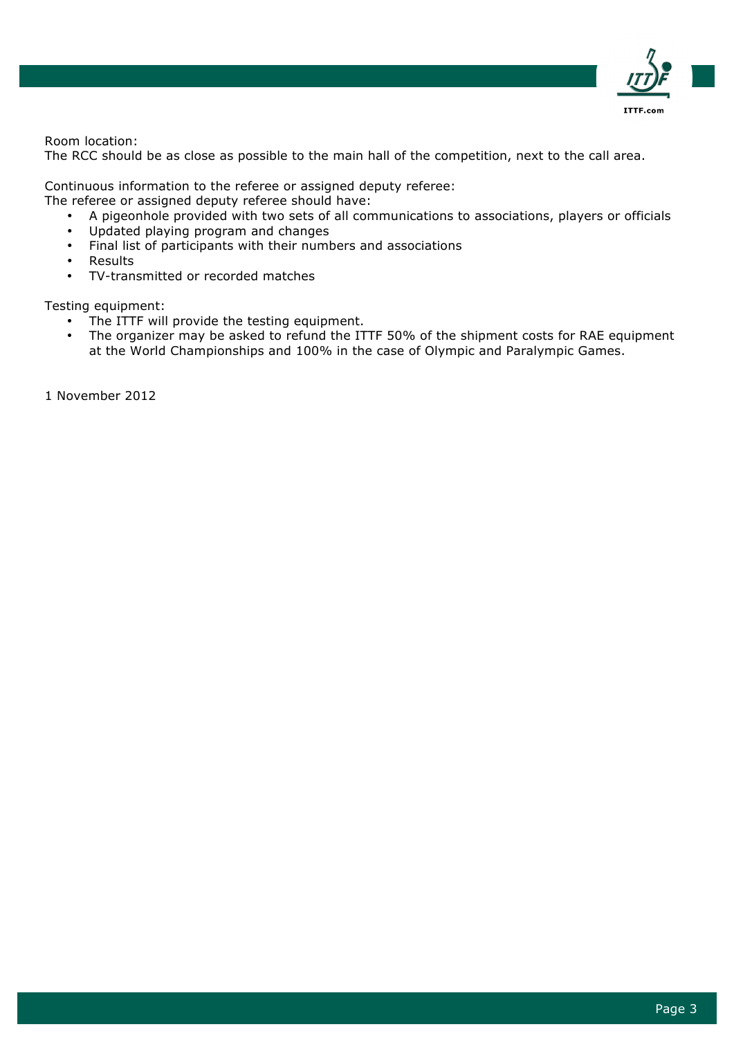Room location:
The RCC should be as close as possible to the main hall of the competition, next to the call area.

Continuous information to the referee or assigned deputy referee:
The referee or assigned deputy referee should have:

- A pigeonhole provided with two sets of all communications to associations, players or officials
- Updated playing program and changes
- Final list of participants with their numbers and associations
- Results
- TV-transmitted or recorded matches

Testing equipment:

- The ITTF will provide the testing equipment.
- The organizer may be asked to refund the ITTF 50% of the shipment costs for RAE equipment at the World Championships and 100% in the case of Olympic and Paralympic Games.

1 November 2012